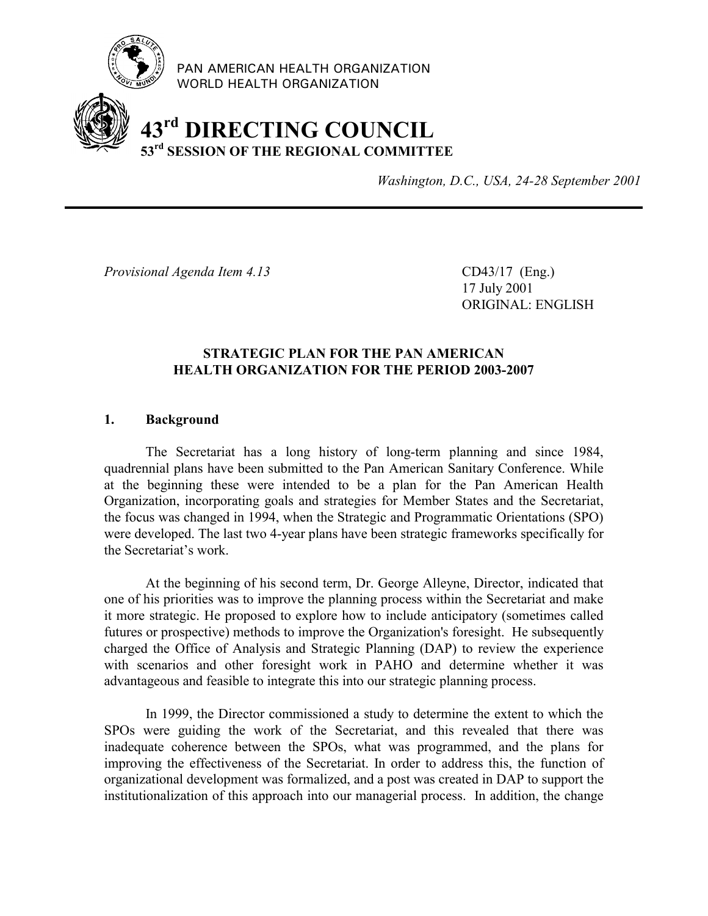PAN AMERICAN HEALTH ORGANIZATION
WORLD HEALTH ORGANIZATION

# 43rd DIRECTING COUNCIL
## 53rd SESSION OF THE REGIONAL COMMITTEE

*Washington, D.C., USA, 24-28 September 2001*

*Provisional Agenda Item 4.13*

CD43/17 (Eng.)
17 July 2001
ORIGINAL: ENGLISH

**STRATEGIC PLAN FOR THE PAN AMERICAN HEALTH ORGANIZATION FOR THE PERIOD 2003-2007**

## 1. Background

The Secretariat has a long history of long-term planning and since 1984, quadrennial plans have been submitted to the Pan American Sanitary Conference. While at the beginning these were intended to be a plan for the Pan American Health Organization, incorporating goals and strategies for Member States and the Secretariat, the focus was changed in 1994, when the Strategic and Programmatic Orientations (SPO) were developed. The last two 4-year plans have been strategic frameworks specifically for the Secretariat's work.

At the beginning of his second term, Dr. George Alleyne, Director, indicated that one of his priorities was to improve the planning process within the Secretariat and make it more strategic. He proposed to explore how to include anticipatory (sometimes called futures or prospective) methods to improve the Organization's foresight. He subsequently charged the Office of Analysis and Strategic Planning (DAP) to review the experience with scenarios and other foresight work in PAHO and determine whether it was advantageous and feasible to integrate this into our strategic planning process.

In 1999, the Director commissioned a study to determine the extent to which the SPOs were guiding the work of the Secretariat, and this revealed that there was inadequate coherence between the SPOs, what was programmed, and the plans for improving the effectiveness of the Secretariat. In order to address this, the function of organizational development was formalized, and a post was created in DAP to support the institutionalization of this approach into our managerial process. In addition, the change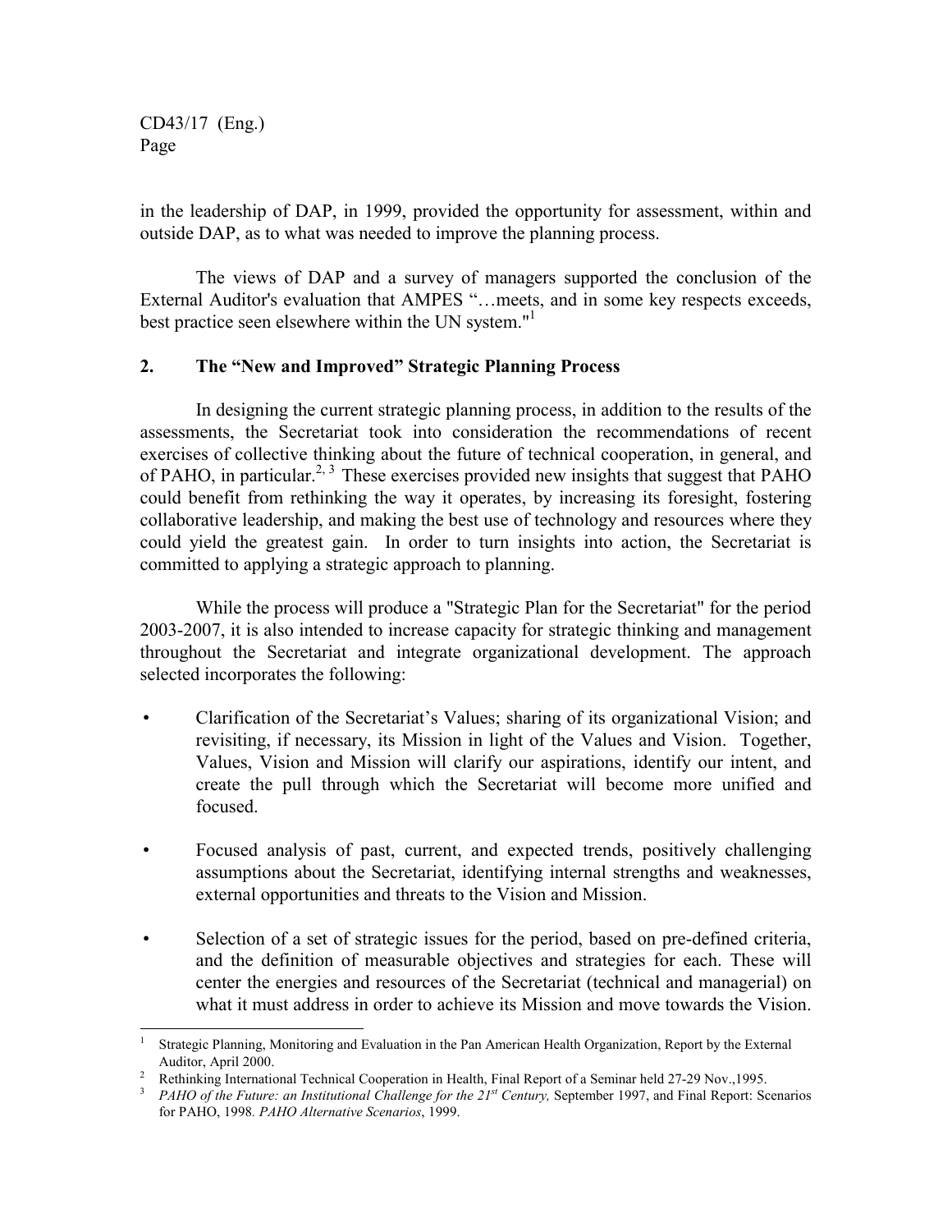in the leadership of DAP, in 1999, provided the opportunity for assessment, within and outside DAP, as to what was needed to improve the planning process.

The views of DAP and a survey of managers supported the conclusion of the External Auditor's evaluation that AMPES "…meets, and in some key respects exceeds, best practice seen elsewhere within the UN system."[1]

## 2. The "New and Improved" Strategic Planning Process

In designing the current strategic planning process, in addition to the results of the assessments, the Secretariat took into consideration the recommendations of recent exercises of collective thinking about the future of technical cooperation, in general, and of PAHO, in particular.[2, 3] These exercises provided new insights that suggest that PAHO could benefit from rethinking the way it operates, by increasing its foresight, fostering collaborative leadership, and making the best use of technology and resources where they could yield the greatest gain. In order to turn insights into action, the Secretariat is committed to applying a strategic approach to planning.

While the process will produce a "Strategic Plan for the Secretariat" for the period 2003-2007, it is also intended to increase capacity for strategic thinking and management throughout the Secretariat and integrate organizational development. The approach selected incorporates the following:

- Clarification of the Secretariat's Values; sharing of its organizational Vision; and revisiting, if necessary, its Mission in light of the Values and Vision. Together, Values, Vision and Mission will clarify our aspirations, identify our intent, and create the pull through which the Secretariat will become more unified and focused.
- Focused analysis of past, current, and expected trends, positively challenging assumptions about the Secretariat, identifying internal strengths and weaknesses, external opportunities and threats to the Vision and Mission.
- Selection of a set of strategic issues for the period, based on pre-defined criteria, and the definition of measurable objectives and strategies for each. These will center the energies and resources of the Secretariat (technical and managerial) on what it must address in order to achieve its Mission and move towards the Vision.

---

[1] Strategic Planning, Monitoring and Evaluation in the Pan American Health Organization, Report by the External Auditor, April 2000.

[2] Rethinking International Technical Cooperation in Health, Final Report of a Seminar held 27-29 Nov.,1995.

[3] *PAHO of the Future: an Institutional Challenge for the 21st Century,* September 1997, and Final Report: Scenarios for PAHO, 1998. *PAHO Alternative Scenarios*, 1999.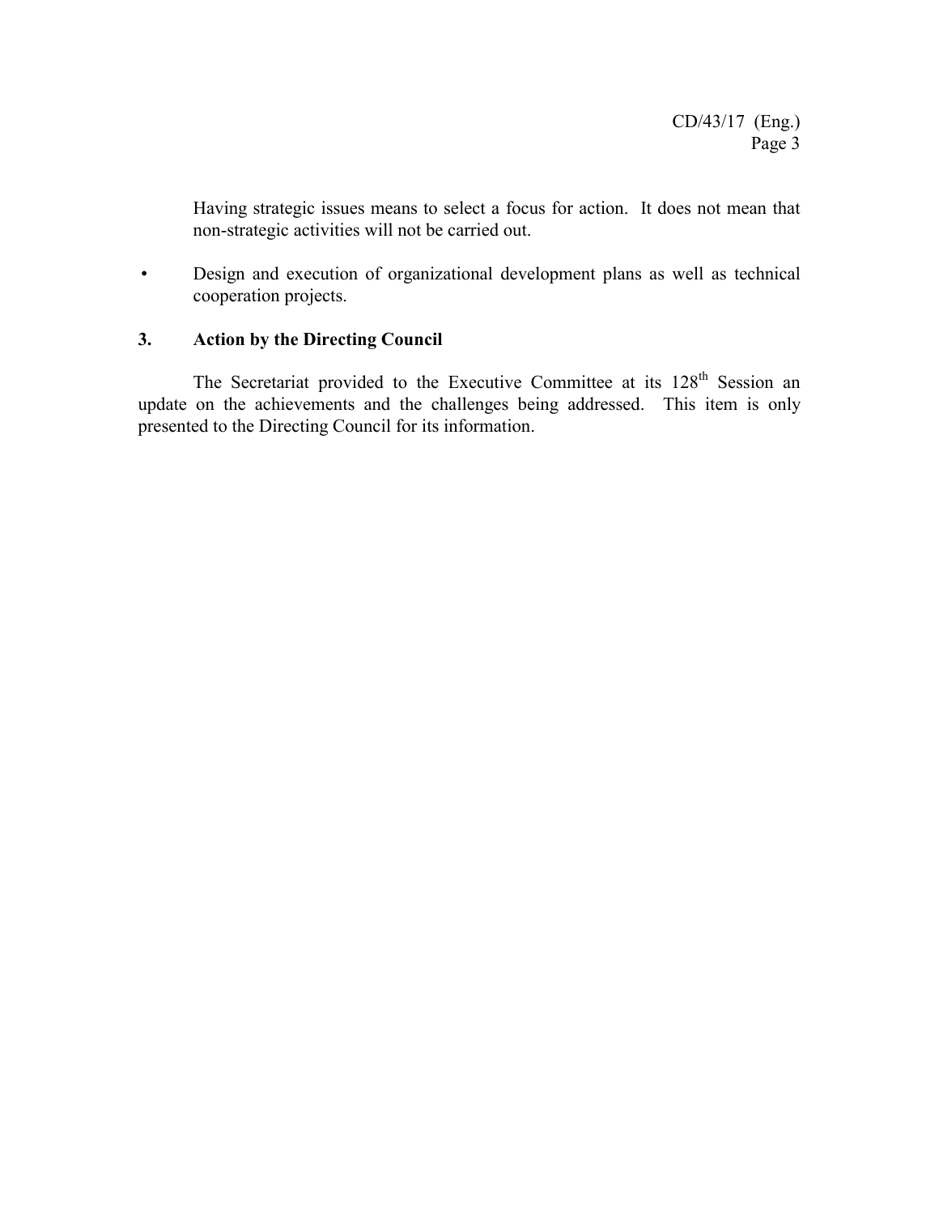Having strategic issues means to select a focus for action. It does not mean that non-strategic activities will not be carried out.

- Design and execution of organizational development plans as well as technical cooperation projects.

## 3. Action by the Directing Council

The Secretariat provided to the Executive Committee at its 128th Session an update on the achievements and the challenges being addressed. This item is only presented to the Directing Council for its information.